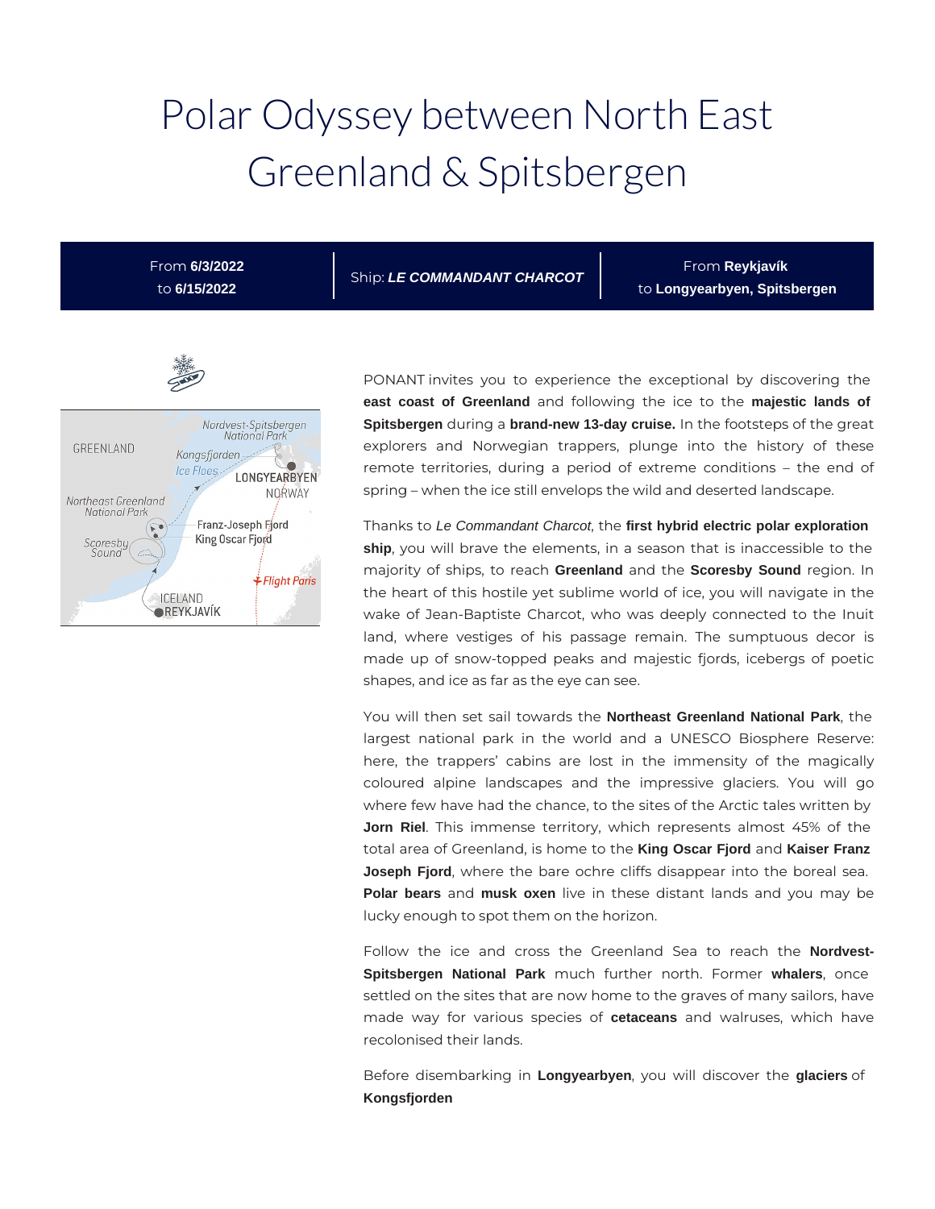# Polar Odyssey between North East Greenland & Spitsbergen

From **6/3/2022** to **6/15/2022**

Ship: ***LE COMMANDANT CHARCOT***

From **Reykjavík** to **Longyearbyen, Spitsbergen**

GREENLAND
Nordvest-Spitsbergen National Park
Kongsfjorden
Ice Floes
LONGYEARBYEN
NORWAY
Northeast Greenland National Park
Franz-Joseph Fjord
King Oscar Fjord
Scoresby Sound
Flight Paris
ICELAND
REYKJAVÍK

PONANT invites you to experience the exceptional by discovering the **east coast of Greenland** and following the ice to the **majestic lands of Spitsbergen** during a **brand-new 13-day cruise.** In the footsteps of the great explorers and Norwegian trappers, plunge into the history of these remote territories, during a period of extreme conditions – the end of spring – when the ice still envelops the wild and deserted landscape.

Thanks to *Le Commandant Charcot*, the **first hybrid electric polar exploration ship**, you will brave the elements, in a season that is inaccessible to the majority of ships, to reach **Greenland** and the **Scoresby Sound** region. In the heart of this hostile yet sublime world of ice, you will navigate in the wake of Jean-Baptiste Charcot, who was deeply connected to the Inuit land, where vestiges of his passage remain. The sumptuous decor is made up of snow-topped peaks and majestic fjords, icebergs of poetic shapes, and ice as far as the eye can see.

You will then set sail towards the **Northeast Greenland National Park**, the largest national park in the world and a UNESCO Biosphere Reserve: here, the trappers' cabins are lost in the immensity of the magically coloured alpine landscapes and the impressive glaciers. You will go where few have had the chance, to the sites of the Arctic tales written by **Jorn Riel**. This immense territory, which represents almost 45% of the total area of Greenland, is home to the **King Oscar Fjord** and **Kaiser Franz Joseph Fjord**, where the bare ochre cliffs disappear into the boreal sea. **Polar bears** and **musk oxen** live in these distant lands and you may be lucky enough to spot them on the horizon.

Follow the ice and cross the Greenland Sea to reach the **Nordvest-Spitsbergen National Park** much further north. Former **whalers**, once settled on the sites that are now home to the graves of many sailors, have made way for various species of **cetaceans** and walruses, which have recolonised their lands.

Before disembarking in **Longyearbyen**, you will discover the **glaciers** of **Kongsfjorden**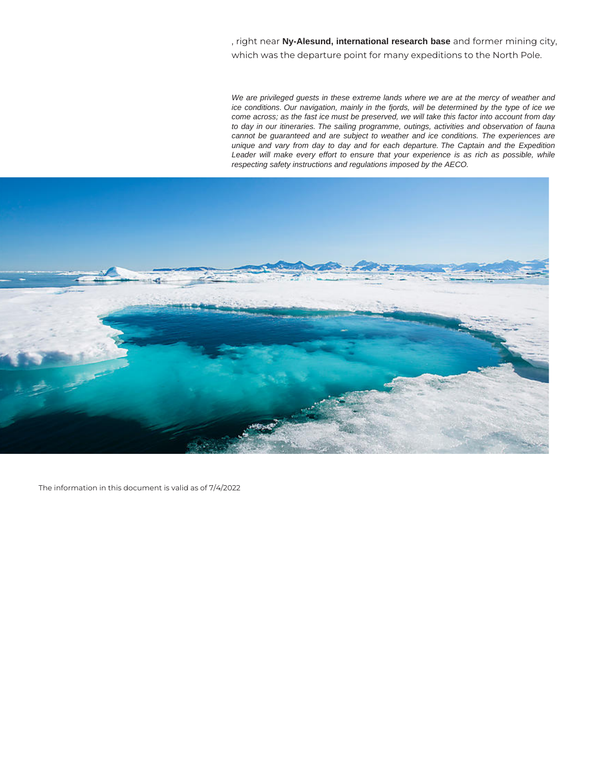, right near **Ny-Alesund, international research base** and former mining city, which was the departure point for many expeditions to the North Pole.

*We are privileged guests in these extreme lands where we are at the mercy of weather and ice conditions. Our navigation, mainly in the fjords, will be determined by the type of ice we come across; as the fast ice must be preserved, we will take this factor into account from day to day in our itineraries. The sailing programme, outings, activities and observation of fauna cannot be guaranteed and are subject to weather and ice conditions. The experiences are unique and vary from day to day and for each departure. The Captain and the Expedition Leader will make every effort to ensure that your experience is as rich as possible, while respecting safety instructions and regulations imposed by the AECO.*

The information in this document is valid as of 7/4/2022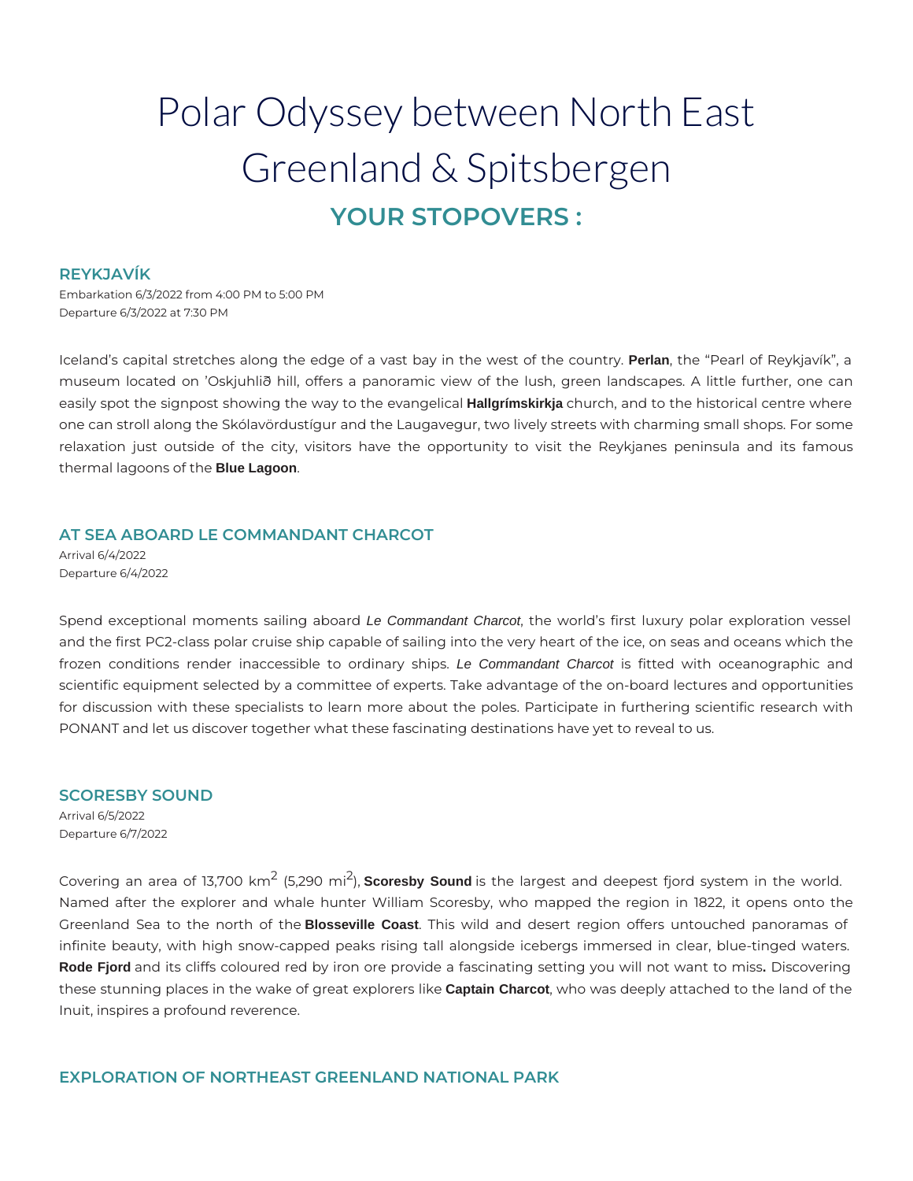# Polar Odyssey between North East Greenland & Spitsbergen

## YOUR STOPOVERS :

### REYKJAVÍK

Embarkation 6/3/2022 from 4:00 PM to 5:00 PM
Departure 6/3/2022 at 7:30 PM

Iceland's capital stretches along the edge of a vast bay in the west of the country. **Perlan**, the "Pearl of Reykjavík", a museum located on 'Oskjuhlið hill, offers a panoramic view of the lush, green landscapes. A little further, one can easily spot the signpost showing the way to the evangelical **Hallgrímskirkja** church, and to the historical centre where one can stroll along the Skólavördustígur and the Laugavegur, two lively streets with charming small shops. For some relaxation just outside of the city, visitors have the opportunity to visit the Reykjanes peninsula and its famous thermal lagoons of the **Blue Lagoon**.

### AT SEA ABOARD LE COMMANDANT CHARCOT

Arrival 6/4/2022
Departure 6/4/2022

Spend exceptional moments sailing aboard *Le Commandant Charcot*, the world's first luxury polar exploration vessel and the first PC2-class polar cruise ship capable of sailing into the very heart of the ice, on seas and oceans which the frozen conditions render inaccessible to ordinary ships. *Le Commandant Charcot* is fitted with oceanographic and scientific equipment selected by a committee of experts. Take advantage of the on-board lectures and opportunities for discussion with these specialists to learn more about the poles. Participate in furthering scientific research with PONANT and let us discover together what these fascinating destinations have yet to reveal to us.

### SCORESBY SOUND

Arrival 6/5/2022
Departure 6/7/2022

Covering an area of 13,700 km$^2$ (5,290 mi$^2$), **Scoresby Sound** is the largest and deepest fjord system in the world. Named after the explorer and whale hunter William Scoresby, who mapped the region in 1822, it opens onto the Greenland Sea to the north of the **Blosseville Coast**. This wild and desert region offers untouched panoramas of infinite beauty, with high snow-capped peaks rising tall alongside icebergs immersed in clear, blue-tinged waters. **Rode Fjord** and its cliffs coloured red by iron ore provide a fascinating setting you will not want to miss**.** Discovering these stunning places in the wake of great explorers like **Captain Charcot**, who was deeply attached to the land of the Inuit, inspires a profound reverence.

### EXPLORATION OF NORTHEAST GREENLAND NATIONAL PARK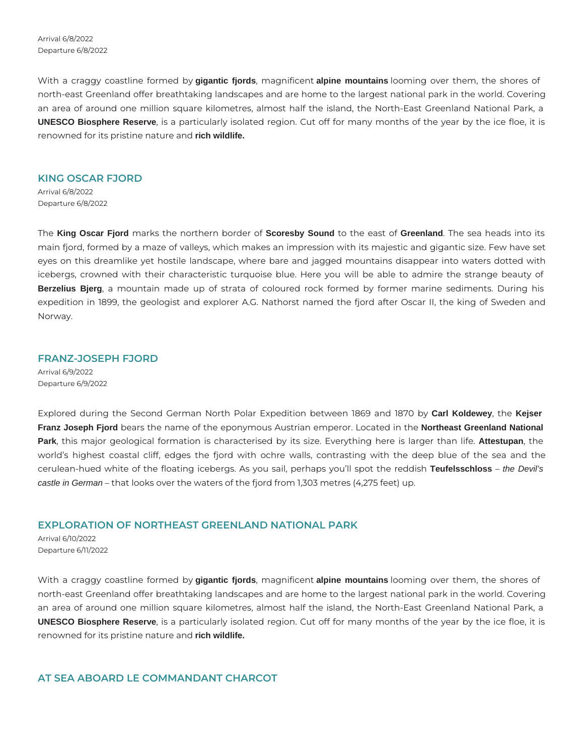Arrival 6/8/2022
Departure 6/8/2022

With a craggy coastline formed by **gigantic fjords**, magnificent **alpine mountains** looming over them, the shores of north-east Greenland offer breathtaking landscapes and are home to the largest national park in the world. Covering an area of around one million square kilometres, almost half the island, the North-East Greenland National Park, a **UNESCO Biosphere Reserve**, is a particularly isolated region. Cut off for many months of the year by the ice floe, it is renowned for its pristine nature and **rich wildlife.**

## KING OSCAR FJORD

Arrival 6/8/2022
Departure 6/8/2022

The **King Oscar Fjord** marks the northern border of **Scoresby Sound** to the east of **Greenland**. The sea heads into its main fjord, formed by a maze of valleys, which makes an impression with its majestic and gigantic size. Few have set eyes on this dreamlike yet hostile landscape, where bare and jagged mountains disappear into waters dotted with icebergs, crowned with their characteristic turquoise blue. Here you will be able to admire the strange beauty of **Berzelius Bjerg**, a mountain made up of strata of coloured rock formed by former marine sediments. During his expedition in 1899, the geologist and explorer A.G. Nathorst named the fjord after Oscar II, the king of Sweden and Norway.

## FRANZ-JOSEPH FJORD

Arrival 6/9/2022
Departure 6/9/2022

Explored during the Second German North Polar Expedition between 1869 and 1870 by **Carl Koldewey**, the **Kejser Franz Joseph Fjord** bears the name of the eponymous Austrian emperor. Located in the **Northeast Greenland National Park**, this major geological formation is characterised by its size. Everything here is larger than life. **Attestupan**, the world's highest coastal cliff, edges the fjord with ochre walls, contrasting with the deep blue of the sea and the cerulean-hued white of the floating icebergs. As you sail, perhaps you'll spot the reddish **Teufelsschloss** – *the Devil's castle in German* – that looks over the waters of the fjord from 1,303 metres (4,275 feet) up.

## EXPLORATION OF NORTHEAST GREENLAND NATIONAL PARK

Arrival 6/10/2022
Departure 6/11/2022

With a craggy coastline formed by **gigantic fjords**, magnificent **alpine mountains** looming over them, the shores of north-east Greenland offer breathtaking landscapes and are home to the largest national park in the world. Covering an area of around one million square kilometres, almost half the island, the North-East Greenland National Park, a **UNESCO Biosphere Reserve**, is a particularly isolated region. Cut off for many months of the year by the ice floe, it is renowned for its pristine nature and **rich wildlife.**

## AT SEA ABOARD LE COMMANDANT CHARCOT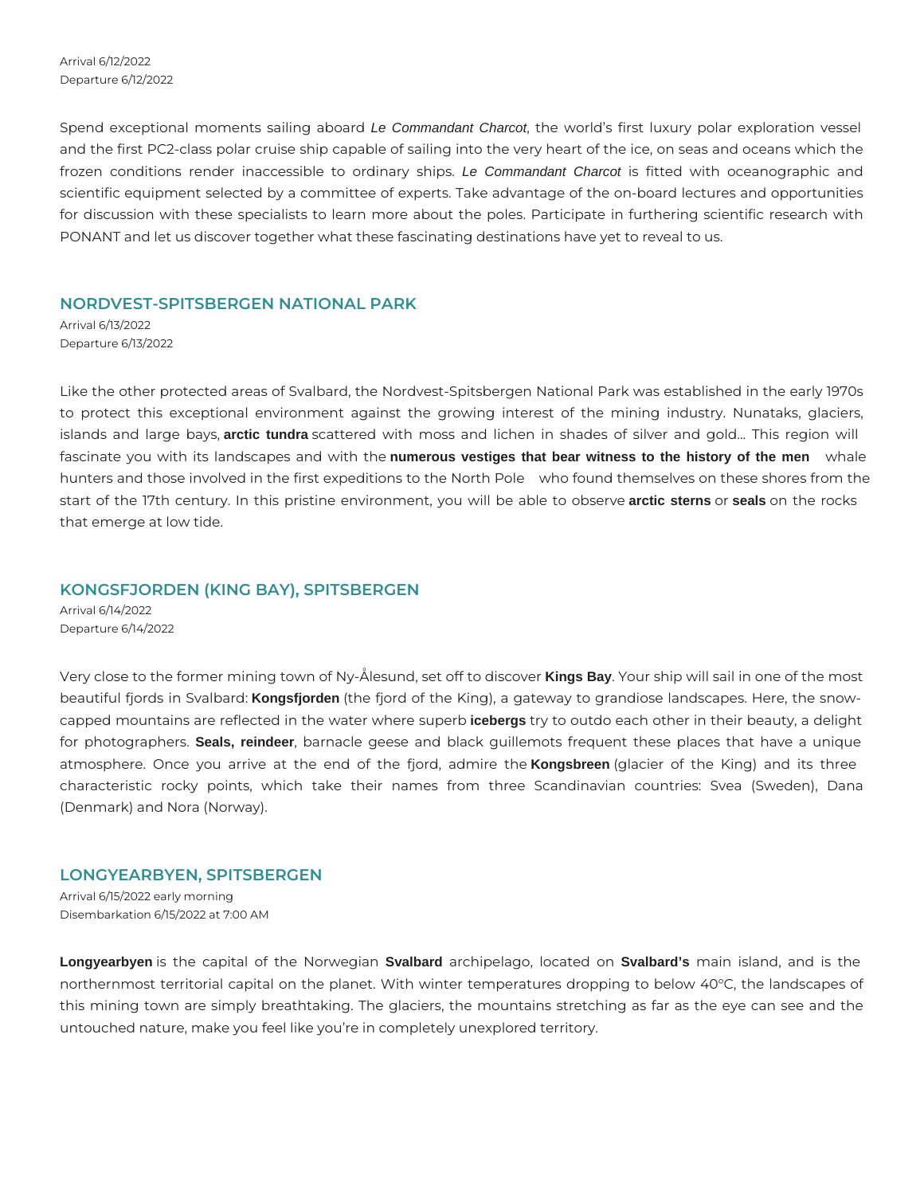Arrival 6/12/2022
Departure 6/12/2022

Spend exceptional moments sailing aboard *Le Commandant Charcot*, the world's first luxury polar exploration vessel and the first PC2-class polar cruise ship capable of sailing into the very heart of the ice, on seas and oceans which the frozen conditions render inaccessible to ordinary ships. *Le Commandant Charcot* is fitted with oceanographic and scientific equipment selected by a committee of experts. Take advantage of the on-board lectures and opportunities for discussion with these specialists to learn more about the poles. Participate in furthering scientific research with PONANT and let us discover together what these fascinating destinations have yet to reveal to us.

## NORDVEST-SPITSBERGEN NATIONAL PARK

Arrival 6/13/2022
Departure 6/13/2022

Like the other protected areas of Svalbard, the Nordvest-Spitsbergen National Park was established in the early 1970s to protect this exceptional environment against the growing interest of the mining industry. Nunataks, glaciers, islands and large bays, **arctic tundra** scattered with moss and lichen in shades of silver and gold... This region will fascinate you with its landscapes and with the **numerous vestiges that bear witness to the history of the men** whale hunters and those involved in the first expeditions to the North Pole who found themselves on these shores from the start of the 17th century. In this pristine environment, you will be able to observe **arctic sterns** or **seals** on the rocks that emerge at low tide.

## KONGSFJORDEN (KING BAY), SPITSBERGEN

Arrival 6/14/2022
Departure 6/14/2022

Very close to the former mining town of Ny-Ålesund, set off to discover **Kings Bay**. Your ship will sail in one of the most beautiful fjords in Svalbard: **Kongsfjorden** (the fjord of the King), a gateway to grandiose landscapes. Here, the snow-capped mountains are reflected in the water where superb **icebergs** try to outdo each other in their beauty, a delight for photographers. **Seals, reindeer**, barnacle geese and black guillemots frequent these places that have a unique atmosphere. Once you arrive at the end of the fjord, admire the **Kongsbreen** (glacier of the King) and its three characteristic rocky points, which take their names from three Scandinavian countries: Svea (Sweden), Dana (Denmark) and Nora (Norway).

## LONGYEARBYEN, SPITSBERGEN

Arrival 6/15/2022 early morning
Disembarkation 6/15/2022 at 7:00 AM

**Longyearbyen** is the capital of the Norwegian **Svalbard** archipelago, located on **Svalbard's** main island, and is the northernmost territorial capital on the planet. With winter temperatures dropping to below 40°C, the landscapes of this mining town are simply breathtaking. The glaciers, the mountains stretching as far as the eye can see and the untouched nature, make you feel like you're in completely unexplored territory.